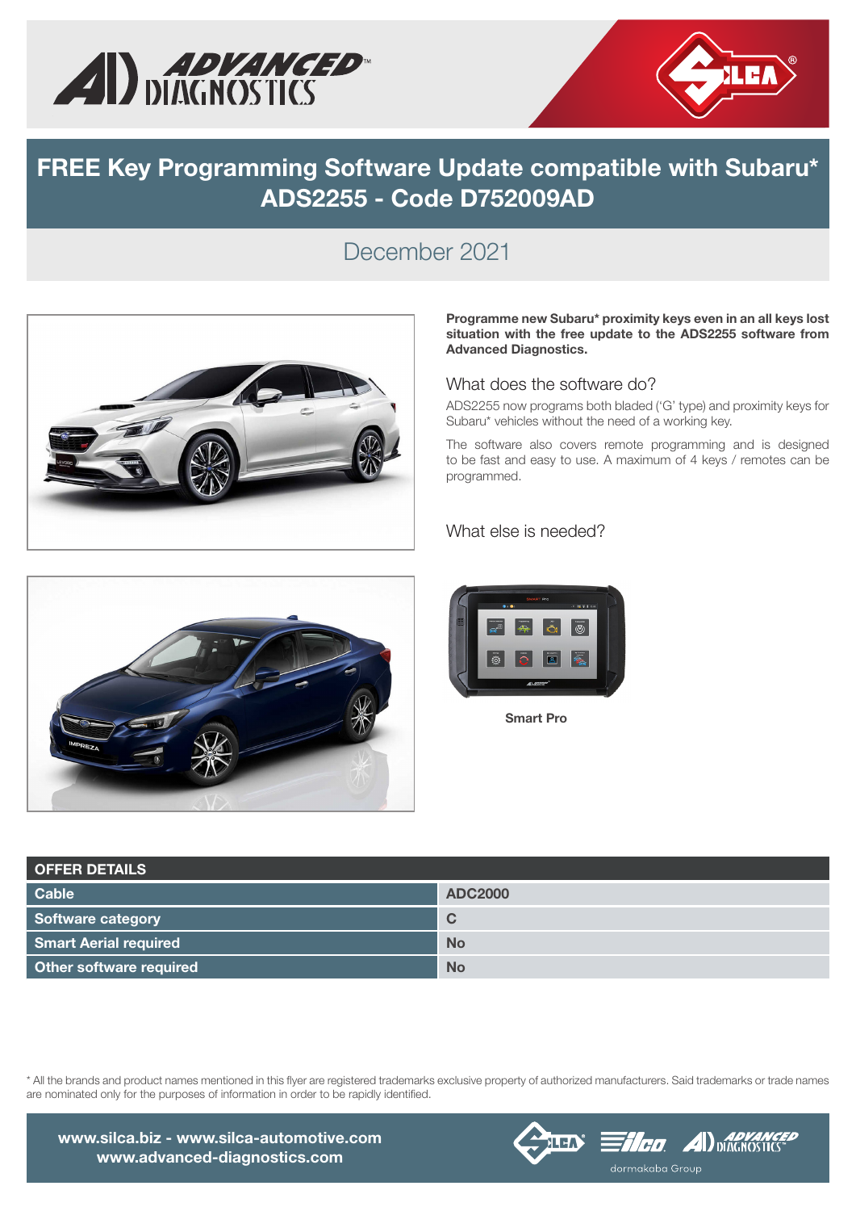# FREE Key Programming Software Update compatible with Subaru* ADS2255 - Code D752009AD

## December 2021

**Programme new Subaru* proximity keys even in an all keys lost situation with the free update to the ADS2255 software from Advanced Diagnostics.**

### What does the software do?

ADS2255 now programs both bladed ('G' type) and proximity keys for Subaru* vehicles without the need of a working key.

The software also covers remote programming and is designed to be fast and easy to use. A maximum of 4 keys / remotes can be programmed.

### What else is needed?

**Smart Pro**

| OFFER DETAILS | |
|---|---|
| **Cable** | **ADC2000** |
| **Software category** | **C** |
| **Smart Aerial required** | **No** |
| **Other software required** | **No** |

* All the brands and product names mentioned in this flyer are registered trademarks exclusive property of authorized manufacturers. Said trademarks or trade names are nominated only for the purposes of information in order to be rapidly identified.

**www.silca.biz - www.silca-automotive.com**
**www.advanced-diagnostics.com**

dormakaba Group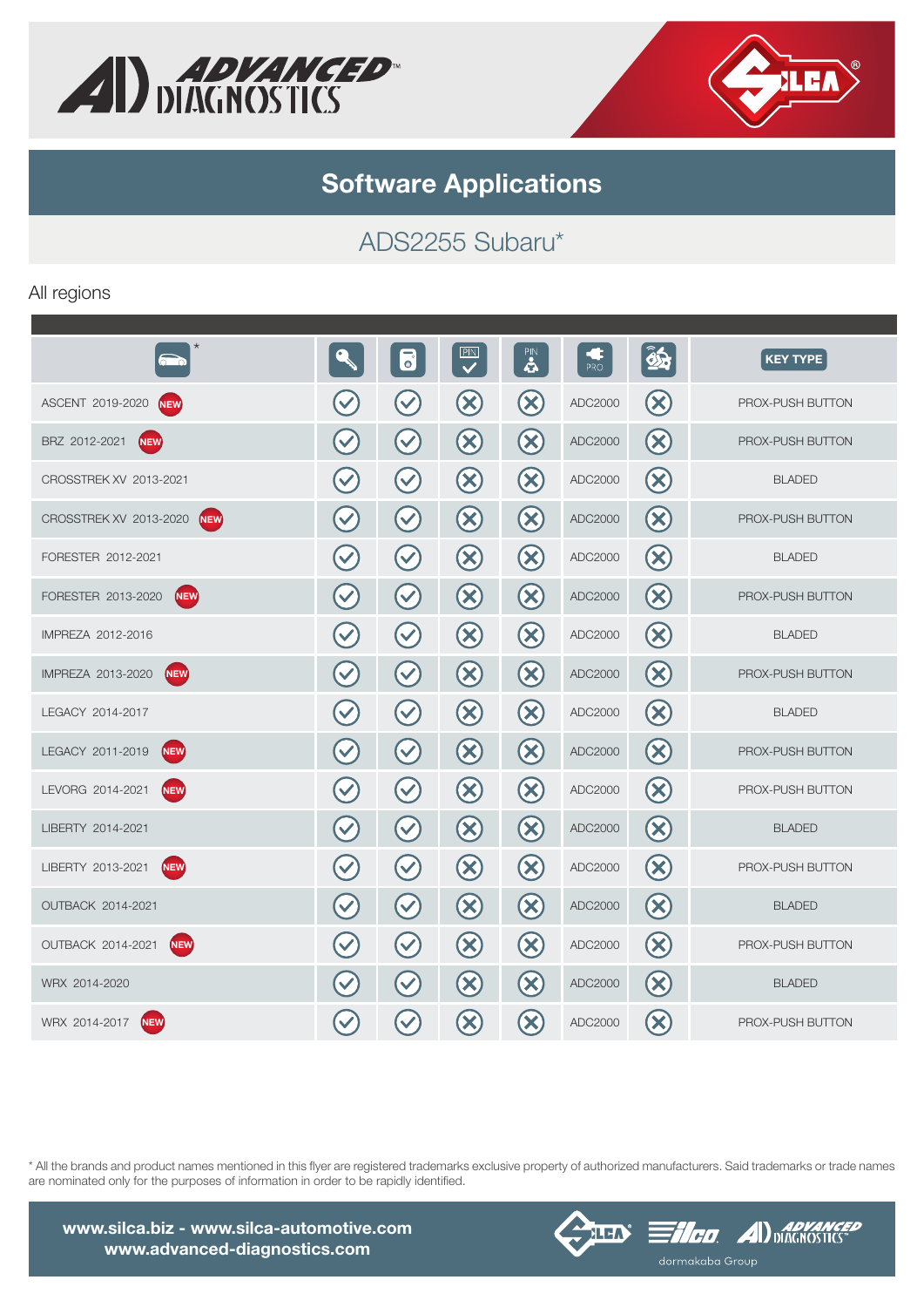## Software Applications

### ADS2255 Subaru*

All regions

| * | Key | Remote | PIN | PIN | PRO | Motorbike | KEY TYPE |
|---|---|---|---|---|---|---|---|
| ASCENT 2019-2020 NEW | ✓ | ✓ | ✗ | ✗ | ADC2000 | ✗ | PROX-PUSH BUTTON |
| BRZ 2012-2021 NEW | ✓ | ✓ | ✗ | ✗ | ADC2000 | ✗ | PROX-PUSH BUTTON |
| CROSSTREK XV 2013-2021 | ✓ | ✓ | ✗ | ✗ | ADC2000 | ✗ | BLADED |
| CROSSTREK XV 2013-2020 NEW | ✓ | ✓ | ✗ | ✗ | ADC2000 | ✗ | PROX-PUSH BUTTON |
| FORESTER 2012-2021 | ✓ | ✓ | ✗ | ✗ | ADC2000 | ✗ | BLADED |
| FORESTER 2013-2020 NEW | ✓ | ✓ | ✗ | ✗ | ADC2000 | ✗ | PROX-PUSH BUTTON |
| IMPREZA 2012-2016 | ✓ | ✓ | ✗ | ✗ | ADC2000 | ✗ | BLADED |
| IMPREZA 2013-2020 NEW | ✓ | ✓ | ✗ | ✗ | ADC2000 | ✗ | PROX-PUSH BUTTON |
| LEGACY 2014-2017 | ✓ | ✓ | ✗ | ✗ | ADC2000 | ✗ | BLADED |
| LEGACY 2011-2019 NEW | ✓ | ✓ | ✗ | ✗ | ADC2000 | ✗ | PROX-PUSH BUTTON |
| LEVORG 2014-2021 NEW | ✓ | ✓ | ✗ | ✗ | ADC2000 | ✗ | PROX-PUSH BUTTON |
| LIBERTY 2014-2021 | ✓ | ✓ | ✗ | ✗ | ADC2000 | ✗ | BLADED |
| LIBERTY 2013-2021 NEW | ✓ | ✓ | ✗ | ✗ | ADC2000 | ✗ | PROX-PUSH BUTTON |
| OUTBACK 2014-2021 | ✓ | ✓ | ✗ | ✗ | ADC2000 | ✗ | BLADED |
| OUTBACK 2014-2021 NEW | ✓ | ✓ | ✗ | ✗ | ADC2000 | ✗ | PROX-PUSH BUTTON |
| WRX 2014-2020 | ✓ | ✓ | ✗ | ✗ | ADC2000 | ✗ | BLADED |
| WRX 2014-2017 NEW | ✓ | ✓ | ✗ | ✗ | ADC2000 | ✗ | PROX-PUSH BUTTON |

* All the brands and product names mentioned in this flyer are registered trademarks exclusive property of authorized manufacturers. Said trademarks or trade names are nominated only for the purposes of information in order to be rapidly identified.

**www.silca.biz - www.silca-automotive.com**
**www.advanced-diagnostics.com**

dormakaba Group